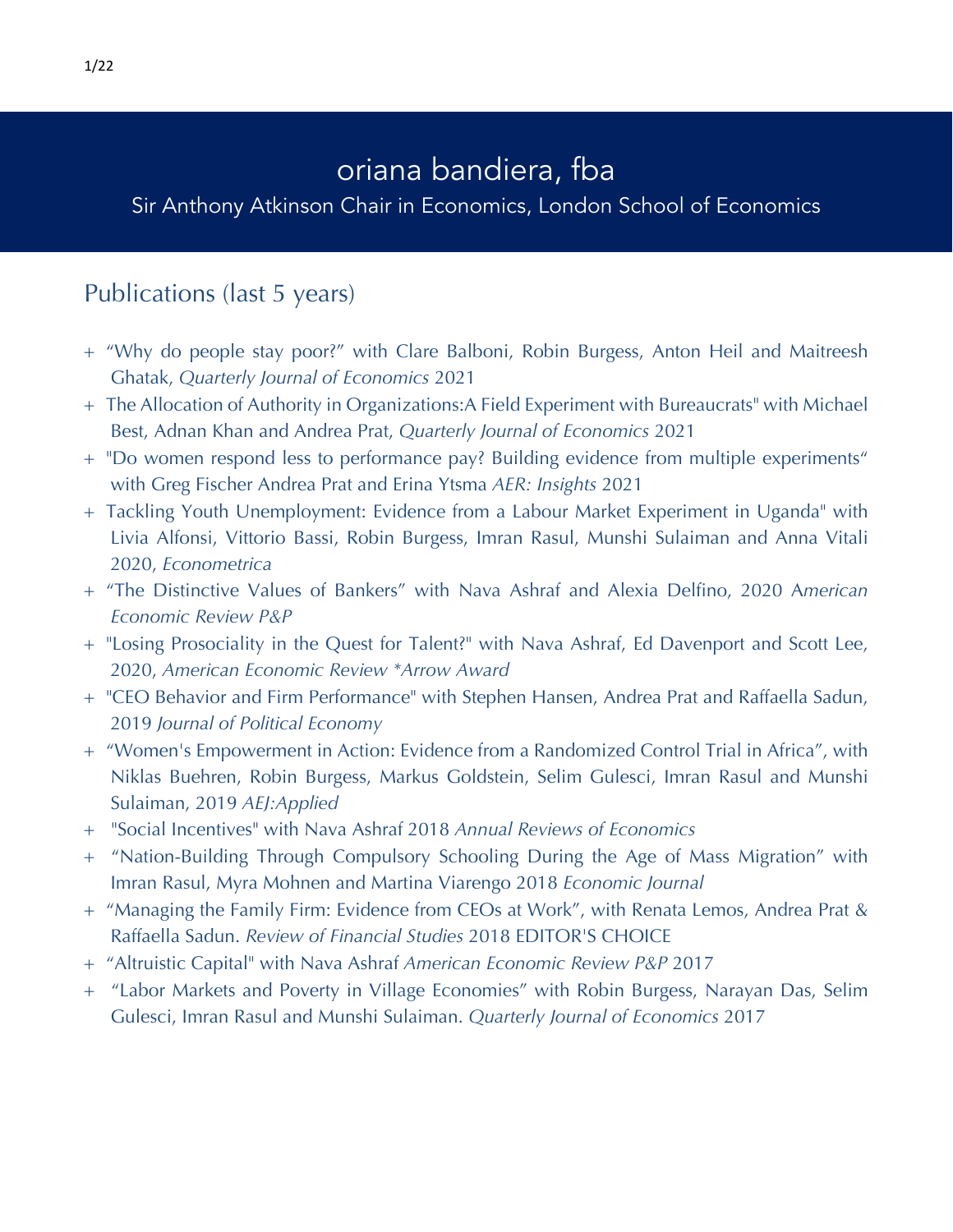# oriana bandiera, fba

Sir Anthony Atkinson Chair in Economics, London School of Economics

## Publications (last 5 years)

+ "Why do people stay poor?" with Clare Balboni, Robin Burgess, Anton Heil and Maitreesh Ghatak, *Quarterly Journal of Economics* 2021
+ The Allocation of Authority in Organizations:A Field Experiment with Bureaucrats" with Michael Best, Adnan Khan and Andrea Prat, *Quarterly Journal of Economics* 2021
+ "Do women respond less to performance pay? Building evidence from multiple experiments" with Greg Fischer Andrea Prat and Erina Ytsma *AER: Insights* 2021
+ Tackling Youth Unemployment: Evidence from a Labour Market Experiment in Uganda" with Livia Alfonsi, Vittorio Bassi, Robin Burgess, Imran Rasul, Munshi Sulaiman and Anna Vitali 2020, *Econometrica*
+ "The Distinctive Values of Bankers" with Nava Ashraf and Alexia Delfino, 2020 A*merican Economic Review P&P*
+ "Losing Prosociality in the Quest for Talent?" with Nava Ashraf, Ed Davenport and Scott Lee, 2020, *American Economic Review *Arrow Award*
+ "CEO Behavior and Firm Performance" with Stephen Hansen, Andrea Prat and Raffaella Sadun, 2019 *Journal of Political Economy*
+ "Women's Empowerment in Action: Evidence from a Randomized Control Trial in Africa", with Niklas Buehren, Robin Burgess, Markus Goldstein, Selim Gulesci, Imran Rasul and Munshi Sulaiman, 2019 *AEJ:Applied*
+ "Social Incentives" with Nava Ashraf 2018 *Annual Reviews of Economics*
+ "Nation-Building Through Compulsory Schooling During the Age of Mass Migration" with Imran Rasul, Myra Mohnen and Martina Viarengo 2018 *Economic Journal*
+ "Managing the Family Firm: Evidence from CEOs at Work", with Renata Lemos, Andrea Prat & Raffaella Sadun. *Review of Financial Studies* 2018 EDITOR'S CHOICE
+ "Altruistic Capital" with Nava Ashraf *American Economic Review P&P* 2017
+ "Labor Markets and Poverty in Village Economies" with Robin Burgess, Narayan Das, Selim Gulesci, Imran Rasul and Munshi Sulaiman. *Quarterly Journal of Economics* 2017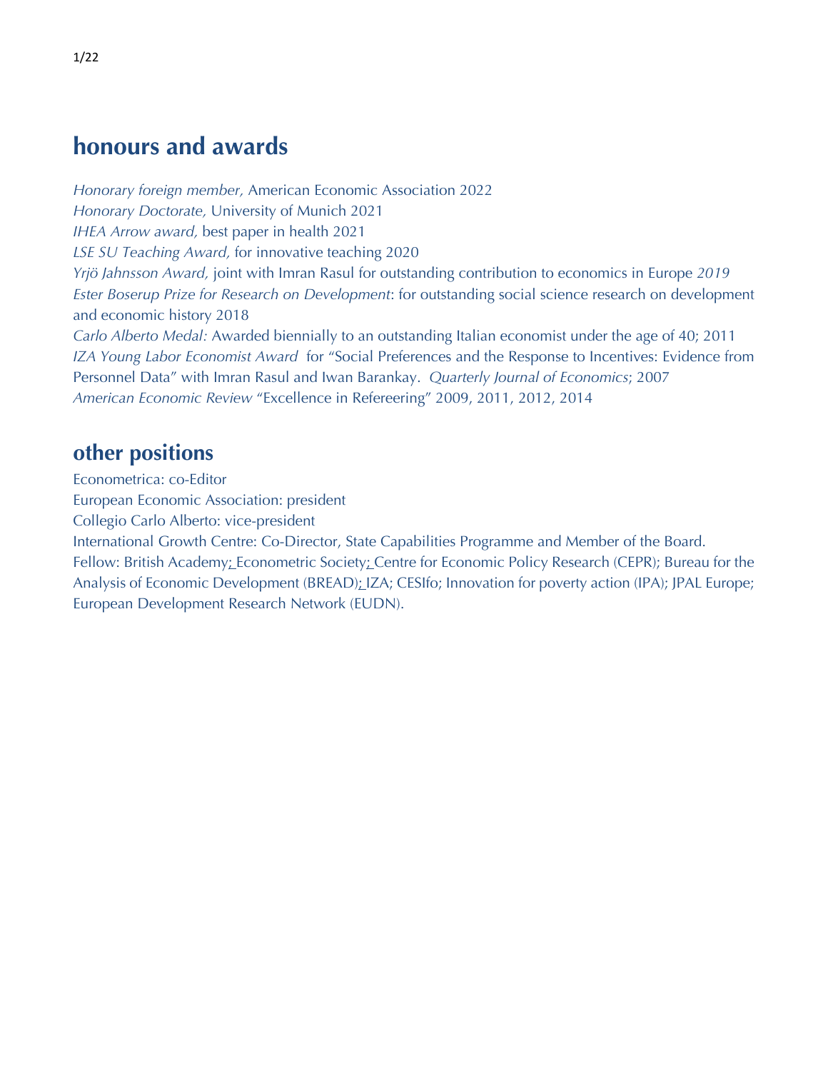## honours and awards

*Honorary foreign member,* American Economic Association 2022
*Honorary Doctorate,* University of Munich 2021
*IHEA Arrow award,* best paper in health 2021
*LSE SU Teaching Award,* for innovative teaching 2020
*Yrjö Jahnsson Award,* joint with Imran Rasul for outstanding contribution to economics in Europe *2019*
*Ester Boserup Prize for Research on Development*: for outstanding social science research on development and economic history 2018
*Carlo Alberto Medal:* Awarded biennially to an outstanding Italian economist under the age of 40; 2011
*IZA Young Labor Economist Award* for "Social Preferences and the Response to Incentives: Evidence from Personnel Data" with Imran Rasul and Iwan Barankay. *Quarterly Journal of Economics*; 2007
*American Economic Review* "Excellence in Refereering" 2009, 2011, 2012, 2014

## other positions

Econometrica: co-Editor
European Economic Association: president
Collegio Carlo Alberto: vice-president
International Growth Centre: Co-Director, State Capabilities Programme and Member of the Board.
Fellow: British Academy; Econometric Society; Centre for Economic Policy Research (CEPR); Bureau for the Analysis of Economic Development (BREAD); IZA; CESIfo; Innovation for poverty action (IPA); JPAL Europe; European Development Research Network (EUDN).